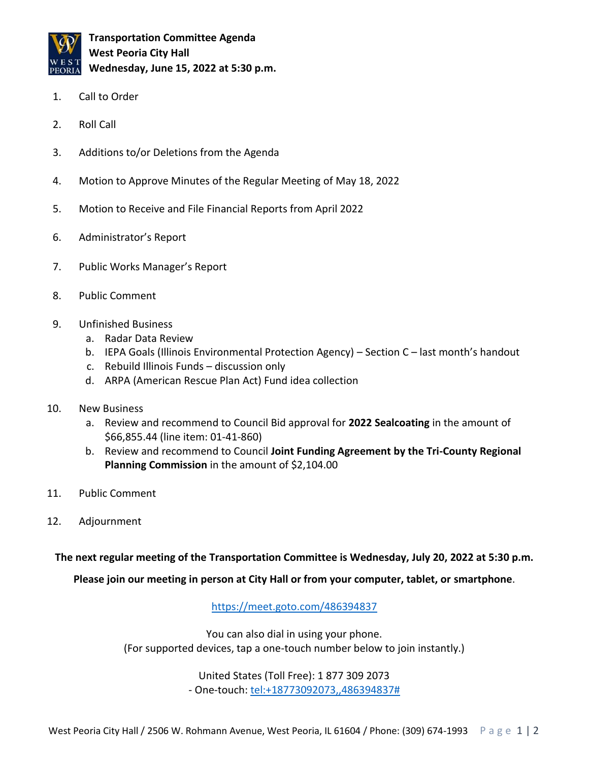**Transportation Committee Agenda**
**West Peoria City Hall**
**Wednesday, June 15, 2022 at 5:30 p.m.**

1. Call to Order
2. Roll Call
3. Additions to/or Deletions from the Agenda
4. Motion to Approve Minutes of the Regular Meeting of May 18, 2022
5. Motion to Receive and File Financial Reports from April 2022
6. Administrator's Report
7. Public Works Manager's Report
8. Public Comment
9. Unfinished Business
   a. Radar Data Review
   b. IEPA Goals (Illinois Environmental Protection Agency) – Section C – last month's handout
   c. Rebuild Illinois Funds – discussion only
   d. ARPA (American Rescue Plan Act) Fund idea collection
10. New Business
    a. Review and recommend to Council Bid approval for **2022 Sealcoating** in the amount of $66,855.44 (line item: 01-41-860)
    b. Review and recommend to Council **Joint Funding Agreement by the Tri-County Regional Planning Commission** in the amount of $2,104.00
11. Public Comment
12. Adjournment

**The next regular meeting of the Transportation Committee is Wednesday, July 20, 2022 at 5:30 p.m.**

**Please join our meeting in person at City Hall or from your computer, tablet, or smartphone**.

https://meet.goto.com/486394837

You can also dial in using your phone.
(For supported devices, tap a one-touch number below to join instantly.)

United States (Toll Free): 1 877 309 2073
- One-touch: tel:+18773092073,,486394837#

West Peoria City Hall / 2506 W. Rohmann Avenue, West Peoria, IL 61604 / Phone: (309) 674-1993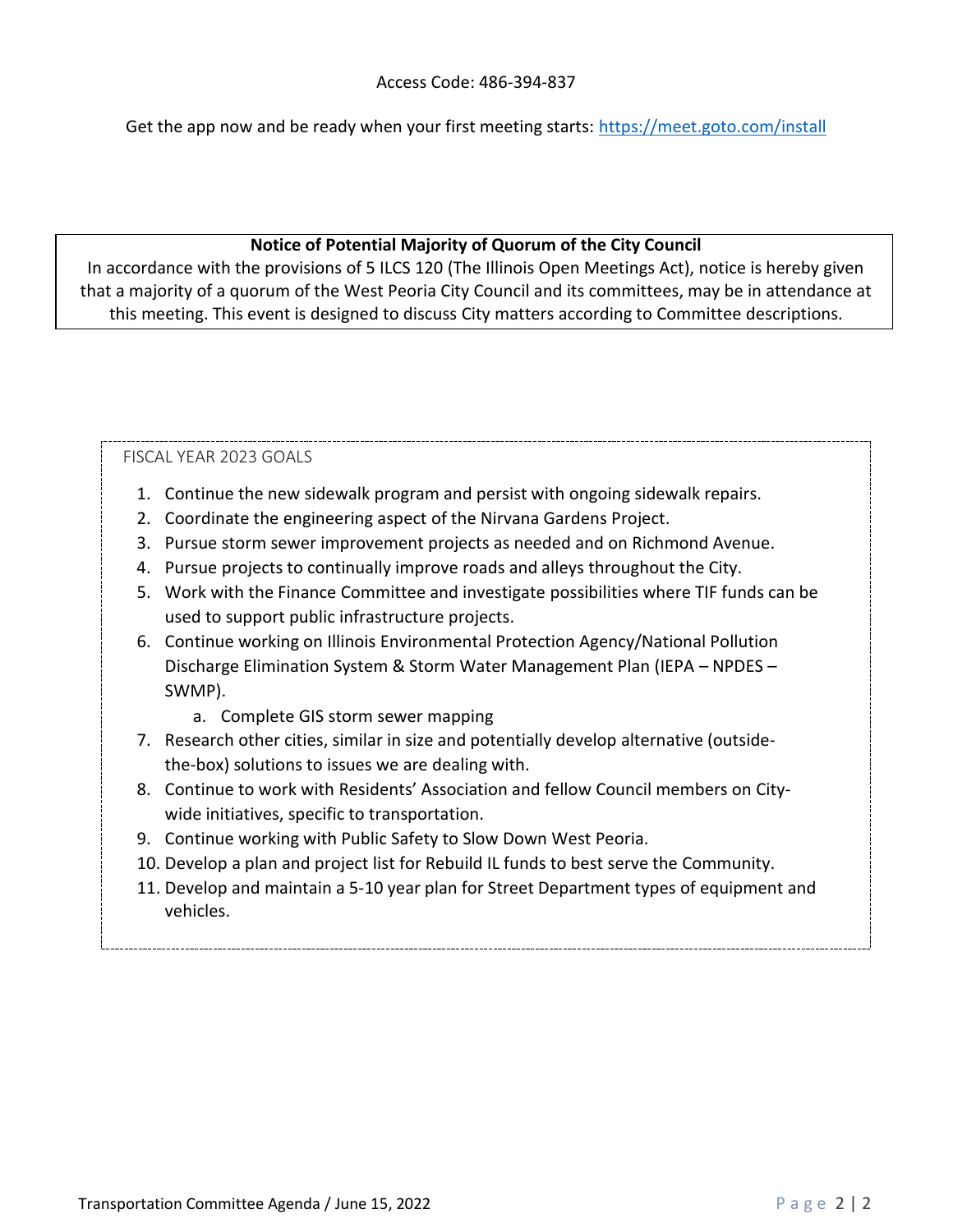Access Code: 486-394-837

Get the app now and be ready when your first meeting starts: https://meet.goto.com/install

**Notice of Potential Majority of Quorum of the City Council**

In accordance with the provisions of 5 ILCS 120 (The Illinois Open Meetings Act), notice is hereby given that a majority of a quorum of the West Peoria City Council and its committees, may be in attendance at this meeting. This event is designed to discuss City matters according to Committee descriptions.

FISCAL YEAR 2023 GOALS

1. Continue the new sidewalk program and persist with ongoing sidewalk repairs.
2. Coordinate the engineering aspect of the Nirvana Gardens Project.
3. Pursue storm sewer improvement projects as needed and on Richmond Avenue.
4. Pursue projects to continually improve roads and alleys throughout the City.
5. Work with the Finance Committee and investigate possibilities where TIF funds can be used to support public infrastructure projects.
6. Continue working on Illinois Environmental Protection Agency/National Pollution Discharge Elimination System & Storm Water Management Plan (IEPA – NPDES – SWMP).
    a. Complete GIS storm sewer mapping
7. Research other cities, similar in size and potentially develop alternative (outside-the-box) solutions to issues we are dealing with.
8. Continue to work with Residents' Association and fellow Council members on City-wide initiatives, specific to transportation.
9. Continue working with Public Safety to Slow Down West Peoria.
10. Develop a plan and project list for Rebuild IL funds to best serve the Community.
11. Develop and maintain a 5-10 year plan for Street Department types of equipment and vehicles.